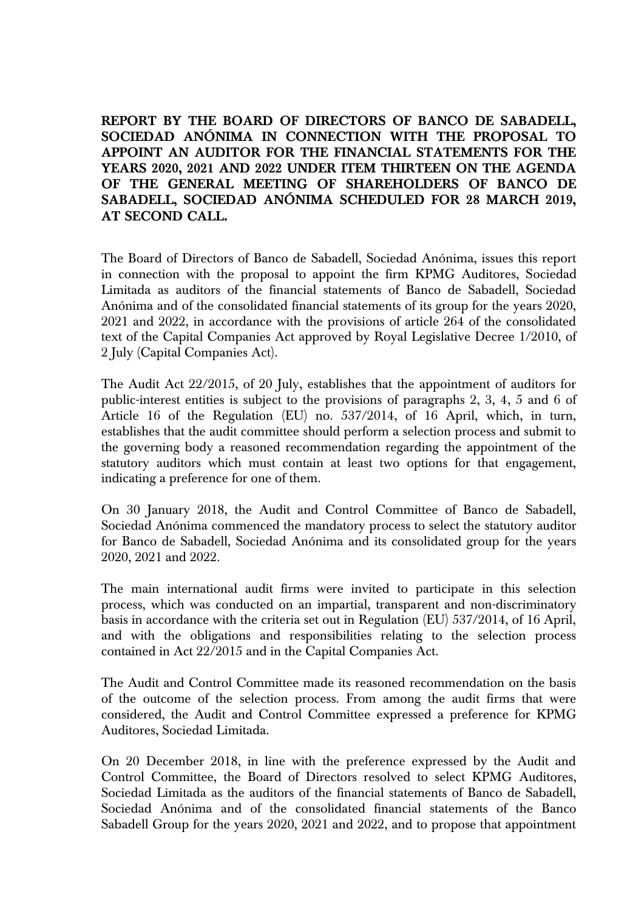**REPORT BY THE BOARD OF DIRECTORS OF BANCO DE SABADELL, SOCIEDAD ANÓNIMA IN CONNECTION WITH THE PROPOSAL TO APPOINT AN AUDITOR FOR THE FINANCIAL STATEMENTS FOR THE YEARS 2020, 2021 AND 2022 UNDER ITEM THIRTEEN ON THE AGENDA OF THE GENERAL MEETING OF SHAREHOLDERS OF BANCO DE SABADELL, SOCIEDAD ANÓNIMA SCHEDULED FOR 28 MARCH 2019, AT SECOND CALL.**

The Board of Directors of Banco de Sabadell, Sociedad Anónima, issues this report in connection with the proposal to appoint the firm KPMG Auditores, Sociedad Limitada as auditors of the financial statements of Banco de Sabadell, Sociedad Anónima and of the consolidated financial statements of its group for the years 2020, 2021 and 2022, in accordance with the provisions of article 264 of the consolidated text of the Capital Companies Act approved by Royal Legislative Decree 1/2010, of 2 July (Capital Companies Act).

The Audit Act 22/2015, of 20 July, establishes that the appointment of auditors for public-interest entities is subject to the provisions of paragraphs 2, 3, 4, 5 and 6 of Article 16 of the Regulation (EU) no. 537/2014, of 16 April, which, in turn, establishes that the audit committee should perform a selection process and submit to the governing body a reasoned recommendation regarding the appointment of the statutory auditors which must contain at least two options for that engagement, indicating a preference for one of them.

On 30 January 2018, the Audit and Control Committee of Banco de Sabadell, Sociedad Anónima commenced the mandatory process to select the statutory auditor for Banco de Sabadell, Sociedad Anónima and its consolidated group for the years 2020, 2021 and 2022.

The main international audit firms were invited to participate in this selection process, which was conducted on an impartial, transparent and non-discriminatory basis in accordance with the criteria set out in Regulation (EU) 537/2014, of 16 April, and with the obligations and responsibilities relating to the selection process contained in Act 22/2015 and in the Capital Companies Act.

The Audit and Control Committee made its reasoned recommendation on the basis of the outcome of the selection process. From among the audit firms that were considered, the Audit and Control Committee expressed a preference for KPMG Auditores, Sociedad Limitada.

On 20 December 2018, in line with the preference expressed by the Audit and Control Committee, the Board of Directors resolved to select KPMG Auditores, Sociedad Limitada as the auditors of the financial statements of Banco de Sabadell, Sociedad Anónima and of the consolidated financial statements of the Banco Sabadell Group for the years 2020, 2021 and 2022, and to propose that appointment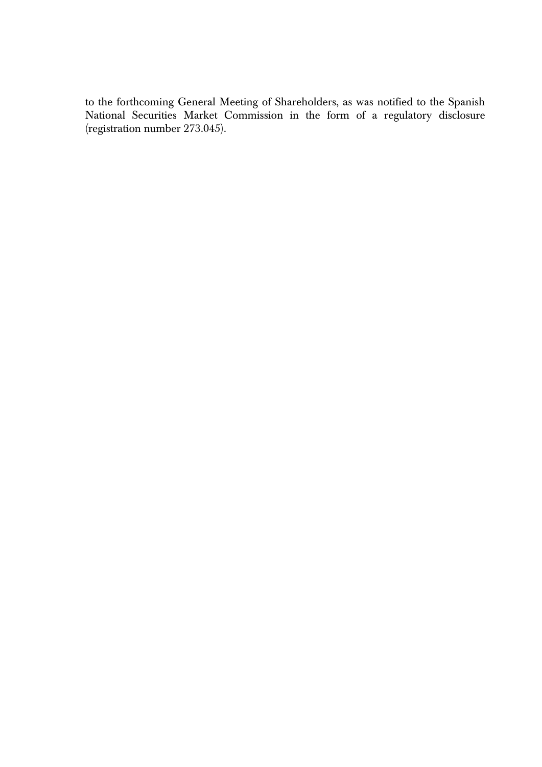to the forthcoming General Meeting of Shareholders, as was notified to the Spanish National Securities Market Commission in the form of a regulatory disclosure (registration number 273.045).